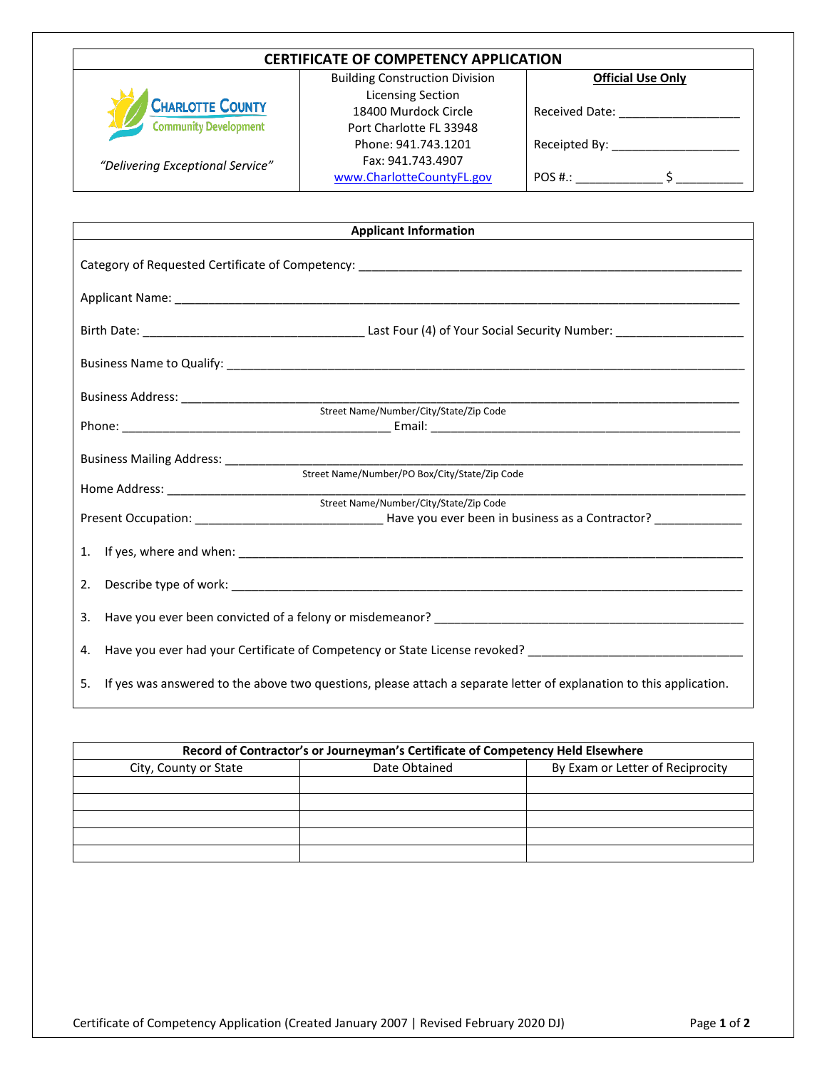# CERTIFICATE OF COMPETENCY APPLICATION

| CHARLOTTE COUNTY Community Development *"Delivering Exceptional Service"* | Building Construction Division<br>Licensing Section<br>18400 Murdock Circle<br>Port Charlotte FL 33948<br>Phone: 941.743.1201<br>Fax: 941.743.4907<br>www.CharlotteCountyFL.gov | **Official Use Only**<br>Received Date: __________________<br>Receipted By: ___________________<br>POS #.: ____________ $ __________ |
|---|---|---|

## Applicant Information

Category of Requested Certificate of Competency: ______________________________________________________

Applicant Name: ______________________________________________________________________________

Birth Date: _______________________________ Last Four (4) of Your Social Security Number: __________________

Business Name to Qualify: _______________________________________________________________________

Business Address: _____________________________________________________________________________
Street Name/Number/City/State/Zip Code

Phone: ______________________________________ Email: _____________________________________________

Business Mailing Address: _______________________________________________________________________
Street Name/Number/PO Box/City/State/Zip Code

Home Address: _________________________________________________________________________________
Street Name/Number/City/State/Zip Code

Present Occupation: ____________________________ Have you ever been in business as a Contractor? _____________

1. If yes, where and when: ______________________________________________________________________
2. Describe type of work: _______________________________________________________________________
3. Have you ever been convicted of a felony or misdemeanor? _______________________________________________
4. Have you ever had your Certificate of Competency or State License revoked? _________________________________
5. If yes was answered to the above two questions, please attach a separate letter of explanation to this application.

## Record of Contractor's or Journeyman's Certificate of Competency Held Elsewhere

| City, County or State | Date Obtained | By Exam or Letter of Reciprocity |
|---|---|---|
| | | |
| | | |
| | | |
| | | |
| | | |

Certificate of Competency Application (Created January 2007 | Revised February 2020 DJ)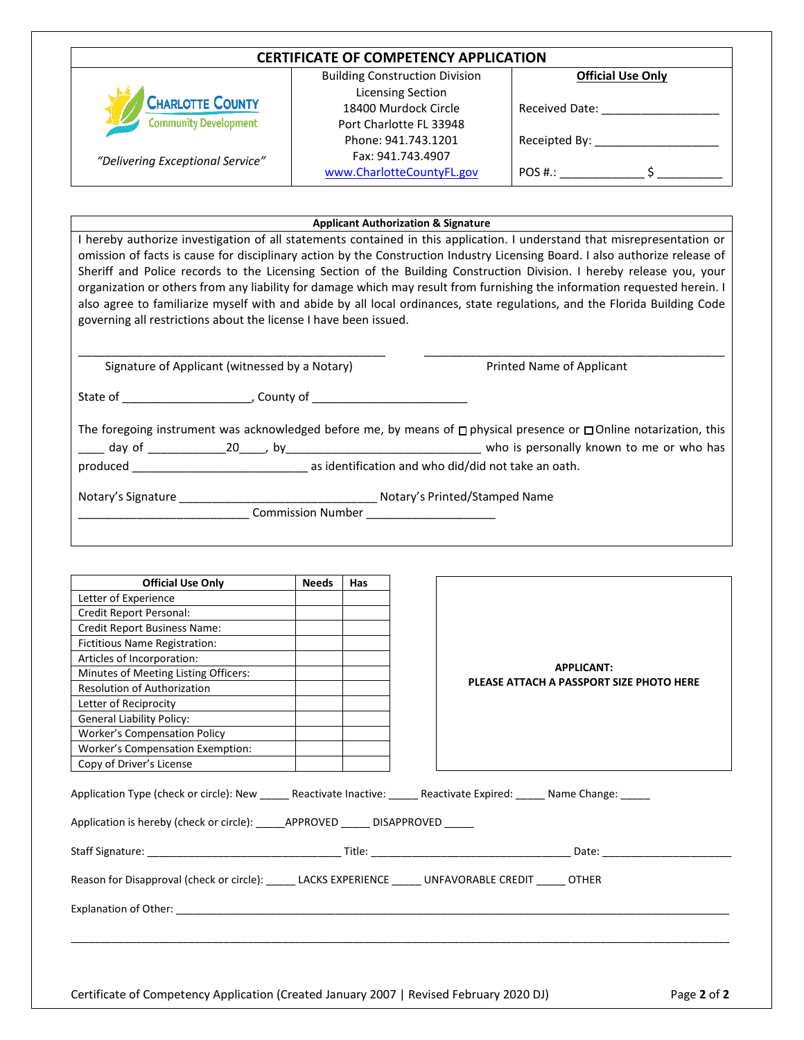# CERTIFICATE OF COMPETENCY APPLICATION

| | | |
|---|---|---|
| CHARLOTTE COUNTY Community Development<br>*"Delivering Exceptional Service"* | Building Construction Division<br>Licensing Section<br>18400 Murdock Circle<br>Port Charlotte FL 33948<br>Phone: 941.743.1201<br>Fax: 941.743.4907<br>www.CharlotteCountyFL.gov | **Official Use Only**<br>Received Date: ___________________<br>Receipted By: ___________________<br>POS #.: _____________ $ __________ |

**Applicant Authorization & Signature**

I hereby authorize investigation of all statements contained in this application. I understand that misrepresentation or omission of facts is cause for disciplinary action by the Construction Industry Licensing Board. I also authorize release of Sheriff and Police records to the Licensing Section of the Building Construction Division. I hereby release you, your organization or others from any liability for damage which may result from furnishing the information requested herein. I also agree to familiarize myself with and abide by all local ordinances, state regulations, and the Florida Building Code governing all restrictions about the license I have been issued.

_________________________________________________ &nbsp;&nbsp;&nbsp; _________________________________________________

Signature of Applicant (witnessed by a Notary) &nbsp;&nbsp;&nbsp; Printed Name of Applicant

State of ____________________, County of ________________________

The foregoing instrument was acknowledged before me, by means of ☐ physical presence or ☐ Online notarization, this ____ day of ____________20____, by________________________________ who is personally known to me or who has produced ___________________________ as identification and who did/did not take an oath.

Notary's Signature _______________________________ Notary's Printed/Stamped Name __________________________ Commission Number ____________________

| Official Use Only | Needs | Has |
|---|---|---|
| Letter of Experience | | |
| Credit Report Personal: | | |
| Credit Report Business Name: | | |
| Fictitious Name Registration: | | |
| Articles of Incorporation: | | |
| Minutes of Meeting Listing Officers: | | |
| Resolution of Authorization | | |
| Letter of Reciprocity | | |
| General Liability Policy: | | |
| Worker's Compensation Policy | | |
| Worker's Compensation Exemption: | | |
| Copy of Driver's License | | |

**APPLICANT:**
**PLEASE ATTACH A PASSPORT SIZE PHOTO HERE**

Application Type (check or circle): New _____ Reactivate Inactive: _____ Reactivate Expired: _____ Name Change: _____

Application is hereby (check or circle): _____APPROVED _____ DISAPPROVED _____

Staff Signature: _________________________________ Title: _________________________________ Date: ______________________

Reason for Disapproval (check or circle): _____ LACKS EXPERIENCE _____ UNFAVORABLE CREDIT _____ OTHER

Explanation of Other: ____________________________________________________________________________________

__________________________________________________________________________________________________________

Certificate of Competency Application (Created January 2007 | Revised February 2020 DJ)